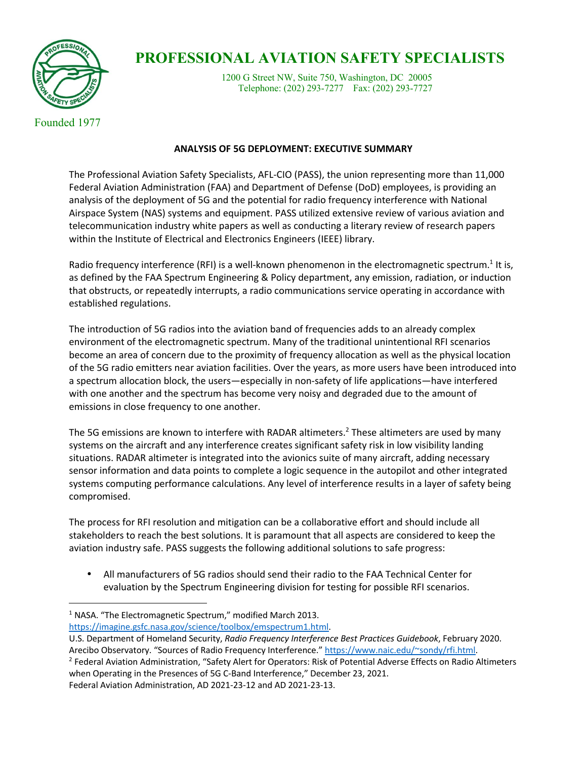# PROFESSIONAL AVIATION SAFETY SPECIALISTS

1200 G Street NW, Suite 750, Washington, DC 20005
Telephone: (202) 293-7277 Fax: (202) 293-7727

Founded 1977

## ANALYSIS OF 5G DEPLOYMENT: EXECUTIVE SUMMARY

The Professional Aviation Safety Specialists, AFL-CIO (PASS), the union representing more than 11,000 Federal Aviation Administration (FAA) and Department of Defense (DoD) employees, is providing an analysis of the deployment of 5G and the potential for radio frequency interference with National Airspace System (NAS) systems and equipment. PASS utilized extensive review of various aviation and telecommunication industry white papers as well as conducting a literary review of research papers within the Institute of Electrical and Electronics Engineers (IEEE) library.

Radio frequency interference (RFI) is a well-known phenomenon in the electromagnetic spectrum.[1] It is, as defined by the FAA Spectrum Engineering & Policy department, any emission, radiation, or induction that obstructs, or repeatedly interrupts, a radio communications service operating in accordance with established regulations.

The introduction of 5G radios into the aviation band of frequencies adds to an already complex environment of the electromagnetic spectrum. Many of the traditional unintentional RFI scenarios become an area of concern due to the proximity of frequency allocation as well as the physical location of the 5G radio emitters near aviation facilities. Over the years, as more users have been introduced into a spectrum allocation block, the users—especially in non-safety of life applications—have interfered with one another and the spectrum has become very noisy and degraded due to the amount of emissions in close frequency to one another.

The 5G emissions are known to interfere with RADAR altimeters.[2] These altimeters are used by many systems on the aircraft and any interference creates significant safety risk in low visibility landing situations. RADAR altimeter is integrated into the avionics suite of many aircraft, adding necessary sensor information and data points to complete a logic sequence in the autopilot and other integrated systems computing performance calculations. Any level of interference results in a layer of safety being compromised.

The process for RFI resolution and mitigation can be a collaborative effort and should include all stakeholders to reach the best solutions. It is paramount that all aspects are considered to keep the aviation industry safe. PASS suggests the following additional solutions to safe progress:

- All manufacturers of 5G radios should send their radio to the FAA Technical Center for evaluation by the Spectrum Engineering division for testing for possible RFI scenarios.

---

[1] NASA. "The Electromagnetic Spectrum," modified March 2013. https://imagine.gsfc.nasa.gov/science/toolbox/emspectrum1.html.
U.S. Department of Homeland Security, *Radio Frequency Interference Best Practices Guidebook*, February 2020.
Arecibo Observatory. "Sources of Radio Frequency Interference." https://www.naic.edu/~sondy/rfi.html.

[2] Federal Aviation Administration, "Safety Alert for Operators: Risk of Potential Adverse Effects on Radio Altimeters when Operating in the Presences of 5G C-Band Interference," December 23, 2021.
Federal Aviation Administration, AD 2021-23-12 and AD 2021-23-13.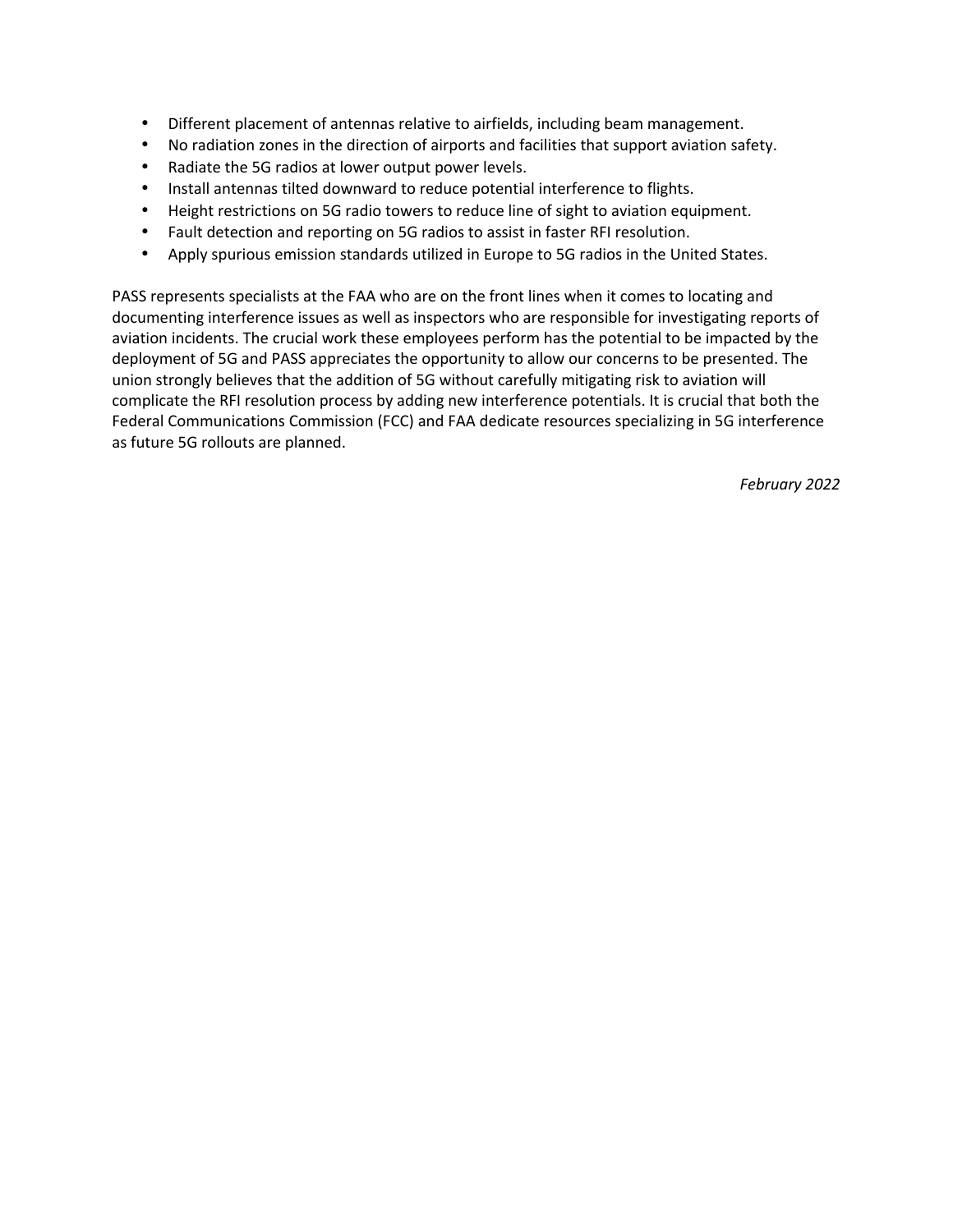- Different placement of antennas relative to airfields, including beam management.
- No radiation zones in the direction of airports and facilities that support aviation safety.
- Radiate the 5G radios at lower output power levels.
- Install antennas tilted downward to reduce potential interference to flights.
- Height restrictions on 5G radio towers to reduce line of sight to aviation equipment.
- Fault detection and reporting on 5G radios to assist in faster RFI resolution.
- Apply spurious emission standards utilized in Europe to 5G radios in the United States.

PASS represents specialists at the FAA who are on the front lines when it comes to locating and documenting interference issues as well as inspectors who are responsible for investigating reports of aviation incidents. The crucial work these employees perform has the potential to be impacted by the deployment of 5G and PASS appreciates the opportunity to allow our concerns to be presented. The union strongly believes that the addition of 5G without carefully mitigating risk to aviation will complicate the RFI resolution process by adding new interference potentials. It is crucial that both the Federal Communications Commission (FCC) and FAA dedicate resources specializing in 5G interference as future 5G rollouts are planned.

*February 2022*